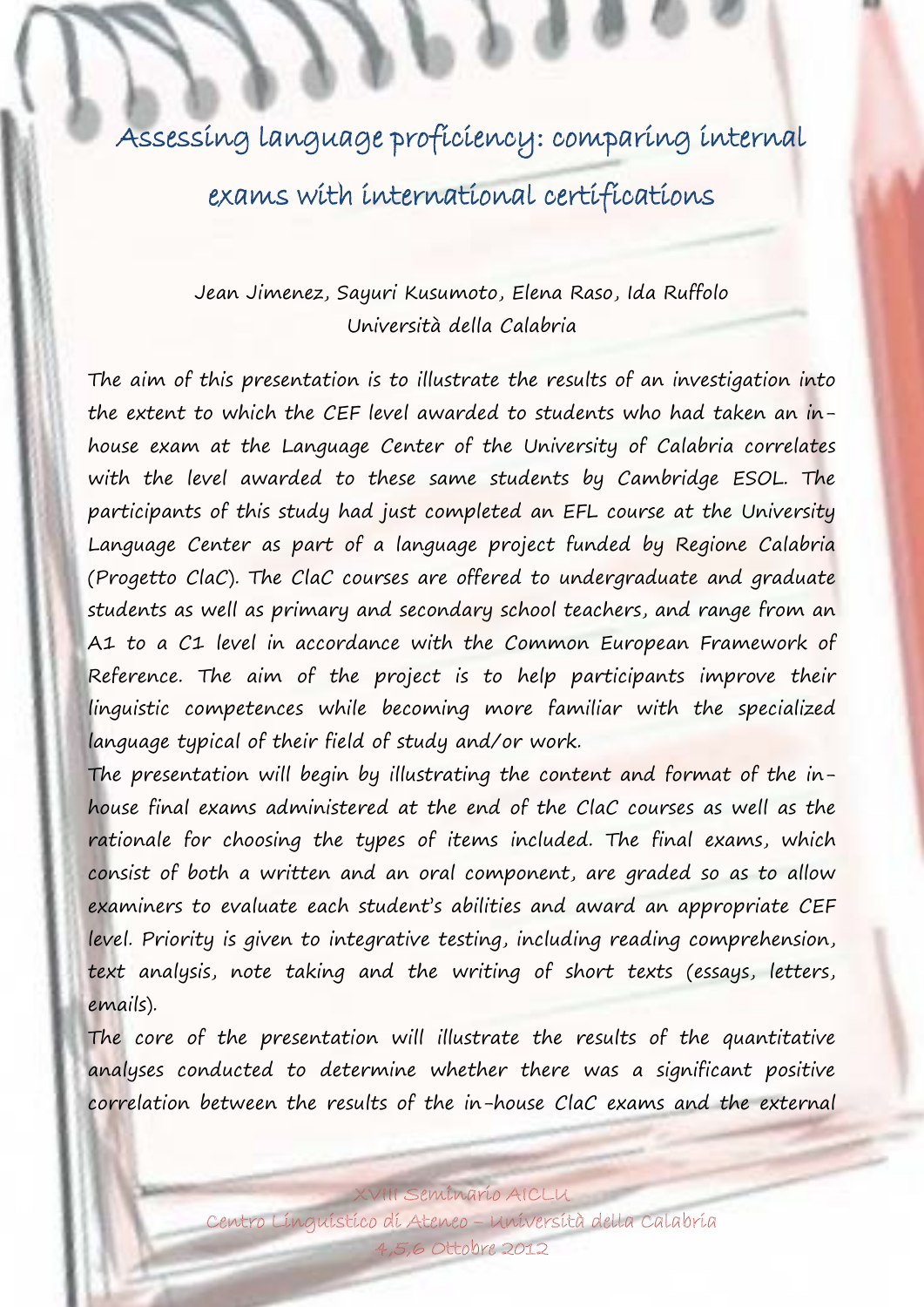# Assessing language proficiency: comparing internal exams with international certifications

Jean Jimenez, Sayuri Kusumoto, Elena Raso, Ida Ruffolo
Università della Calabria

The aim of this presentation is to illustrate the results of an investigation into the extent to which the CEF level awarded to students who had taken an in-house exam at the Language Center of the University of Calabria correlates with the level awarded to these same students by Cambridge ESOL. The participants of this study had just completed an EFL course at the University Language Center as part of a language project funded by Regione Calabria (Progetto ClaC). The ClaC courses are offered to undergraduate and graduate students as well as primary and secondary school teachers, and range from an A1 to a C1 level in accordance with the Common European Framework of Reference. The aim of the project is to help participants improve their linguistic competences while becoming more familiar with the specialized language typical of their field of study and/or work.

The presentation will begin by illustrating the content and format of the in-house final exams administered at the end of the ClaC courses as well as the rationale for choosing the types of items included. The final exams, which consist of both a written and an oral component, are graded so as to allow examiners to evaluate each student's abilities and award an appropriate CEF level. Priority is given to integrative testing, including reading comprehension, text analysis, note taking and the writing of short texts (essays, letters, emails).

The core of the presentation will illustrate the results of the quantitative analyses conducted to determine whether there was a significant positive correlation between the results of the in-house ClaC exams and the external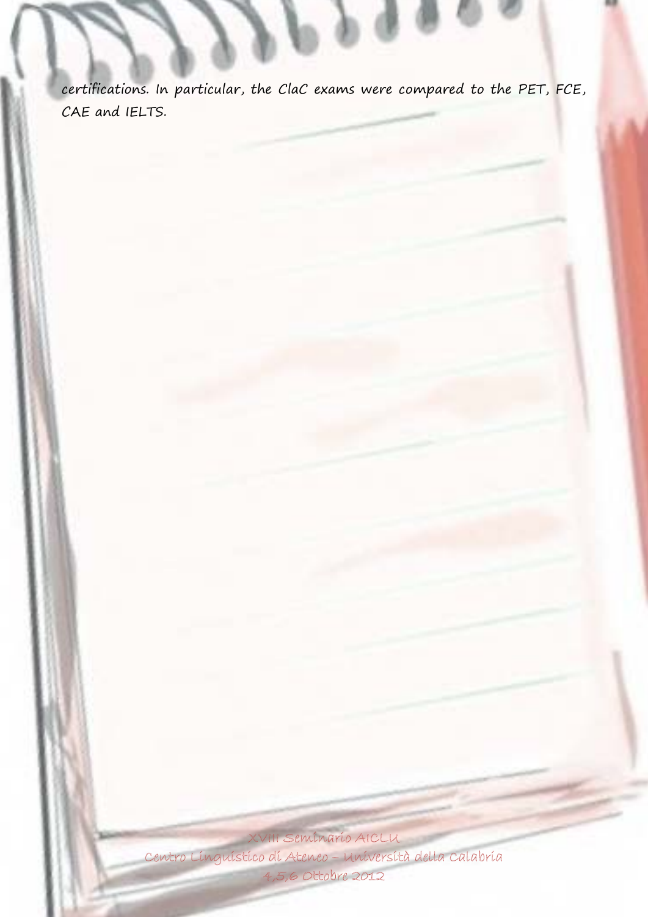certifications. In particular, the ClaC exams were compared to the PET, FCE, CAE and IELTS.